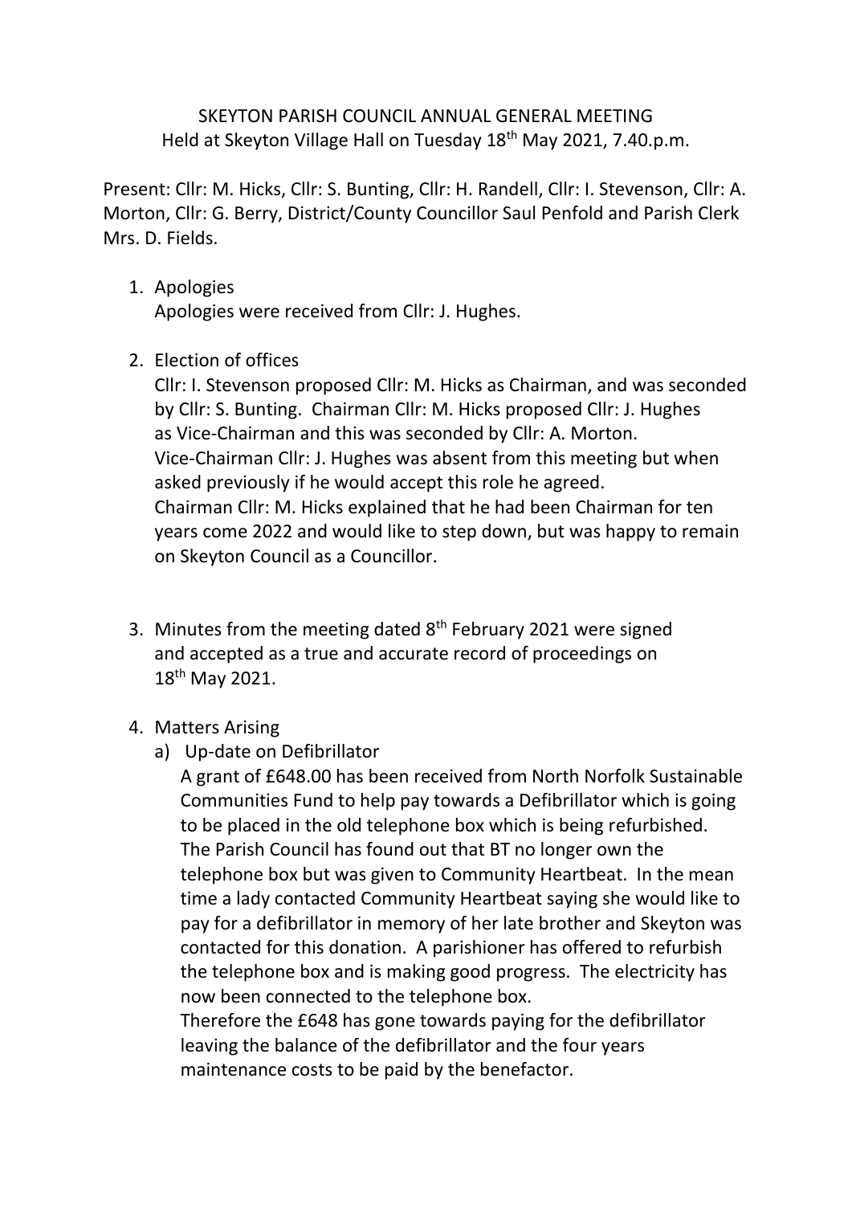# SKEYTON PARISH COUNCIL ANNUAL GENERAL MEETING

Held at Skeyton Village Hall on Tuesday 18th May 2021, 7.40.p.m.

Present: Cllr: M. Hicks, Cllr: S. Bunting, Cllr: H. Randell, Cllr: I. Stevenson, Cllr: A. Morton, Cllr: G. Berry, District/County Councillor Saul Penfold and Parish Clerk Mrs. D. Fields.

1. Apologies

   Apologies were received from Cllr: J. Hughes.

2. Election of offices

   Cllr: I. Stevenson proposed Cllr: M. Hicks as Chairman, and was seconded by Cllr: S. Bunting. Chairman Cllr: M. Hicks proposed Cllr: J. Hughes as Vice-Chairman and this was seconded by Cllr: A. Morton. Vice-Chairman Cllr: J. Hughes was absent from this meeting but when asked previously if he would accept this role he agreed. Chairman Cllr: M. Hicks explained that he had been Chairman for ten years come 2022 and would like to step down, but was happy to remain on Skeyton Council as a Councillor.

3. Minutes from the meeting dated 8th February 2021 were signed and accepted as a true and accurate record of proceedings on 18th May 2021.

4. Matters Arising

   a) Up-date on Defibrillator

      A grant of £648.00 has been received from North Norfolk Sustainable Communities Fund to help pay towards a Defibrillator which is going to be placed in the old telephone box which is being refurbished. The Parish Council has found out that BT no longer own the telephone box but was given to Community Heartbeat. In the mean time a lady contacted Community Heartbeat saying she would like to pay for a defibrillator in memory of her late brother and Skeyton was contacted for this donation. A parishioner has offered to refurbish the telephone box and is making good progress. The electricity has now been connected to the telephone box.

      Therefore the £648 has gone towards paying for the defibrillator leaving the balance of the defibrillator and the four years maintenance costs to be paid by the benefactor.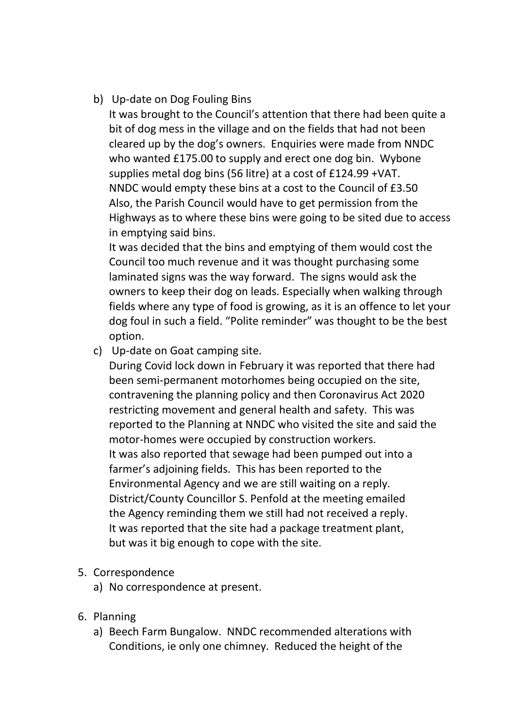b) Up-date on Dog Fouling Bins

It was brought to the Council's attention that there had been quite a bit of dog mess in the village and on the fields that had not been cleared up by the dog's owners. Enquiries were made from NNDC who wanted £175.00 to supply and erect one dog bin. Wybone supplies metal dog bins (56 litre) at a cost of £124.99 +VAT. NNDC would empty these bins at a cost to the Council of £3.50 Also, the Parish Council would have to get permission from the Highways as to where these bins were going to be sited due to access in emptying said bins.

It was decided that the bins and emptying of them would cost the Council too much revenue and it was thought purchasing some laminated signs was the way forward. The signs would ask the owners to keep their dog on leads. Especially when walking through fields where any type of food is growing, as it is an offence to let your dog foul in such a field. "Polite reminder" was thought to be the best option.

c) Up-date on Goat camping site.

During Covid lock down in February it was reported that there had been semi-permanent motorhomes being occupied on the site, contravening the planning policy and then Coronavirus Act 2020 restricting movement and general health and safety. This was reported to the Planning at NNDC who visited the site and said the motor-homes were occupied by construction workers.

It was also reported that sewage had been pumped out into a farmer's adjoining fields. This has been reported to the Environmental Agency and we are still waiting on a reply. District/County Councillor S. Penfold at the meeting emailed the Agency reminding them we still had not received a reply. It was reported that the site had a package treatment plant, but was it big enough to cope with the site.

5. Correspondence
   a) No correspondence at present.

6. Planning
   a) Beech Farm Bungalow. NNDC recommended alterations with Conditions, ie only one chimney. Reduced the height of the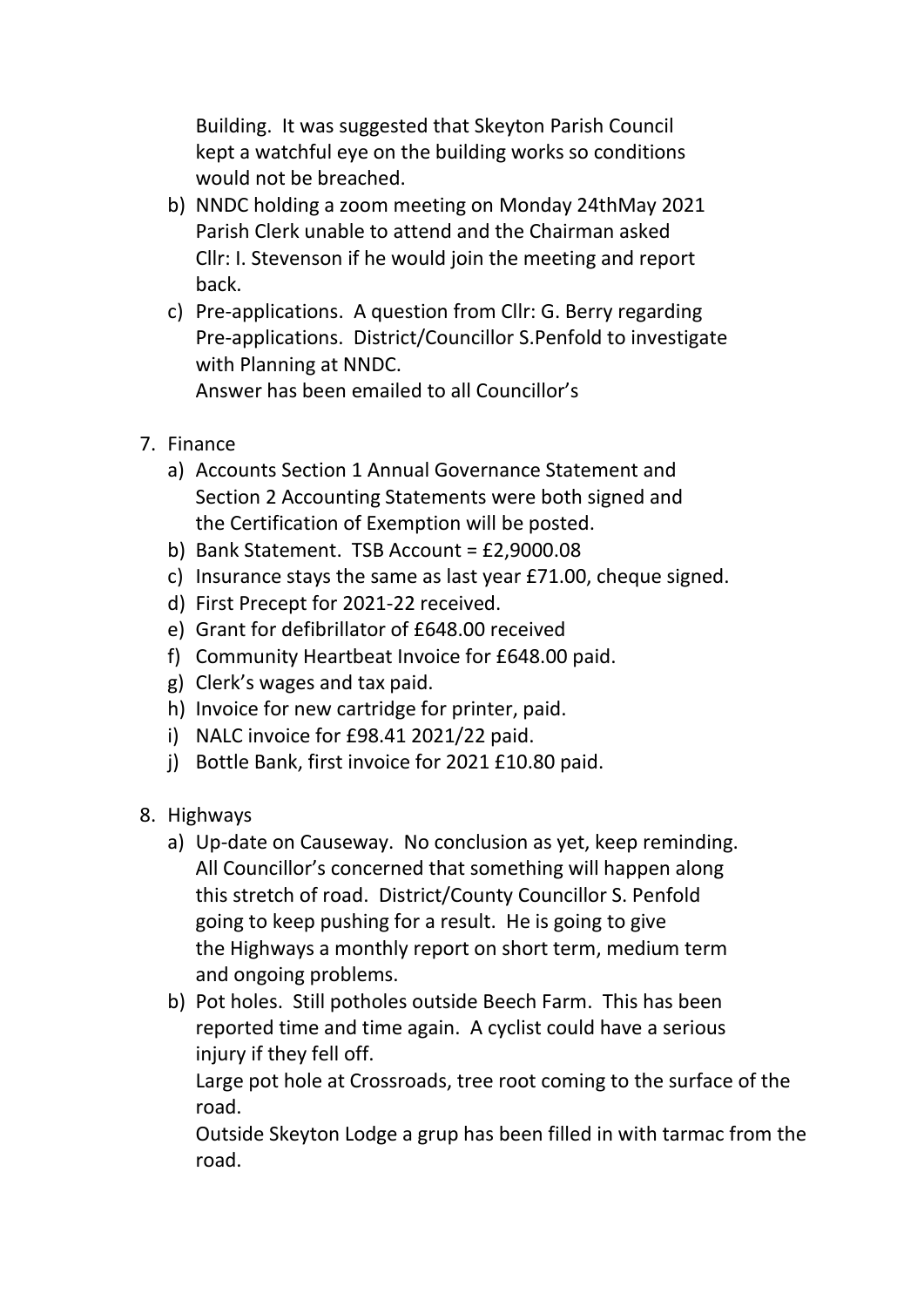Building. It was suggested that Skeyton Parish Council kept a watchful eye on the building works so conditions would not be breached.

b) NNDC holding a zoom meeting on Monday 24thMay 2021 Parish Clerk unable to attend and the Chairman asked Cllr: I. Stevenson if he would join the meeting and report back.
c) Pre-applications. A question from Cllr: G. Berry regarding Pre-applications. District/Councillor S.Penfold to investigate with Planning at NNDC.
   Answer has been emailed to all Councillor's

7. Finance
   a) Accounts Section 1 Annual Governance Statement and Section 2 Accounting Statements were both signed and the Certification of Exemption will be posted.
   b) Bank Statement. TSB Account = £2,9000.08
   c) Insurance stays the same as last year £71.00, cheque signed.
   d) First Precept for 2021-22 received.
   e) Grant for defibrillator of £648.00 received
   f) Community Heartbeat Invoice for £648.00 paid.
   g) Clerk's wages and tax paid.
   h) Invoice for new cartridge for printer, paid.
   i) NALC invoice for £98.41 2021/22 paid.
   j) Bottle Bank, first invoice for 2021 £10.80 paid.

8. Highways
   a) Up-date on Causeway. No conclusion as yet, keep reminding. All Councillor's concerned that something will happen along this stretch of road. District/County Councillor S. Penfold going to keep pushing for a result. He is going to give the Highways a monthly report on short term, medium term and ongoing problems.
   b) Pot holes. Still potholes outside Beech Farm. This has been reported time and time again. A cyclist could have a serious injury if they fell off.
      Large pot hole at Crossroads, tree root coming to the surface of the road.
      Outside Skeyton Lodge a grup has been filled in with tarmac from the road.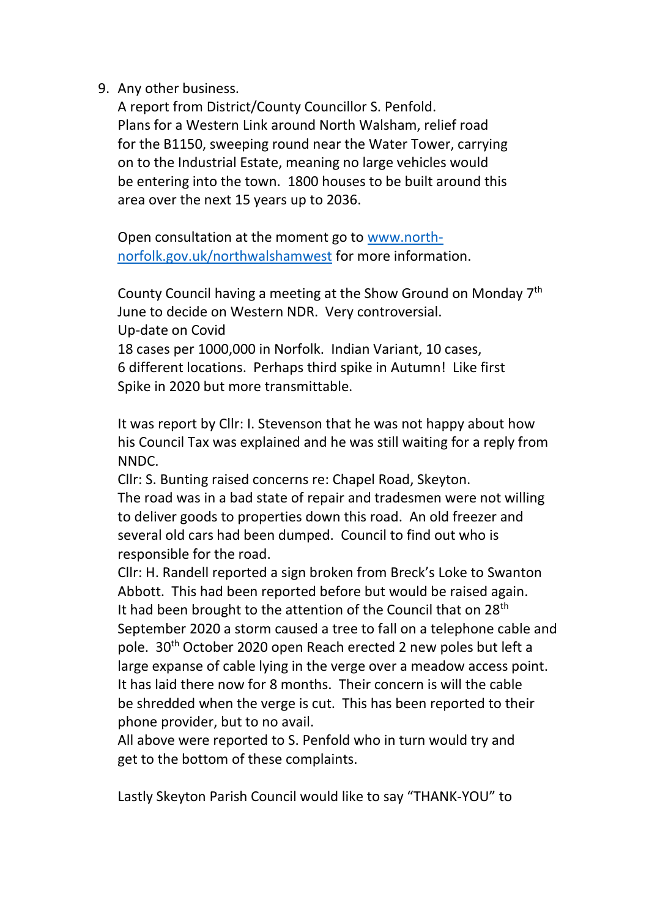9. Any other business.
   A report from District/County Councillor S. Penfold.
   Plans for a Western Link around North Walsham, relief road for the B1150, sweeping round near the Water Tower, carrying on to the Industrial Estate, meaning no large vehicles would be entering into the town. 1800 houses to be built around this area over the next 15 years up to 2036.

   Open consultation at the moment go to [www.north-norfolk.gov.uk/northwalshamwest](http://www.north-norfolk.gov.uk/northwalshamwest) for more information.

   County Council having a meeting at the Show Ground on Monday 7th June to decide on Western NDR. Very controversial.
   Up-date on Covid
   18 cases per 1000,000 in Norfolk. Indian Variant, 10 cases, 6 different locations. Perhaps third spike in Autumn! Like first Spike in 2020 but more transmittable.

   It was report by Cllr: I. Stevenson that he was not happy about how his Council Tax was explained and he was still waiting for a reply from NNDC.
   Cllr: S. Bunting raised concerns re: Chapel Road, Skeyton.
   The road was in a bad state of repair and tradesmen were not willing to deliver goods to properties down this road. An old freezer and several old cars had been dumped. Council to find out who is responsible for the road.
   Cllr: H. Randell reported a sign broken from Breck's Loke to Swanton Abbott. This had been reported before but would be raised again.
   It had been brought to the attention of the Council that on 28th September 2020 a storm caused a tree to fall on a telephone cable and pole. 30th October 2020 open Reach erected 2 new poles but left a large expanse of cable lying in the verge over a meadow access point. It has laid there now for 8 months. Their concern is will the cable be shredded when the verge is cut. This has been reported to their phone provider, but to no avail.
   All above were reported to S. Penfold who in turn would try and get to the bottom of these complaints.

   Lastly Skeyton Parish Council would like to say "THANK-YOU" to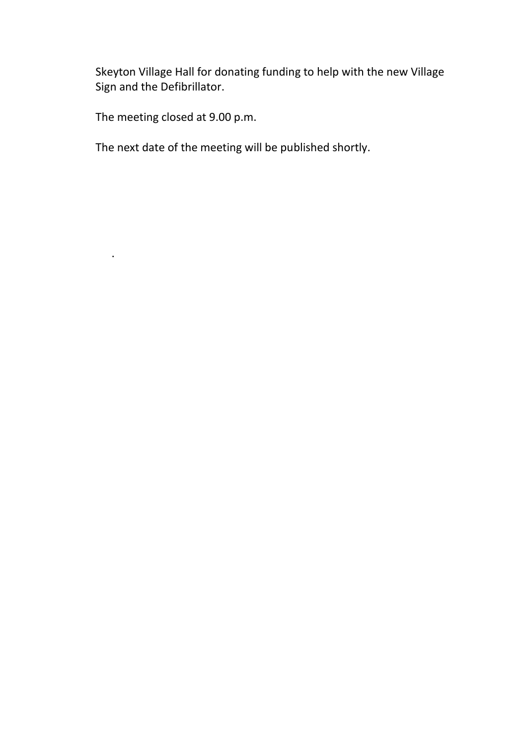Skeyton Village Hall for donating funding to help with the new Village Sign and the Defibrillator.

The meeting closed at 9.00 p.m.

The next date of the meeting will be published shortly.

.